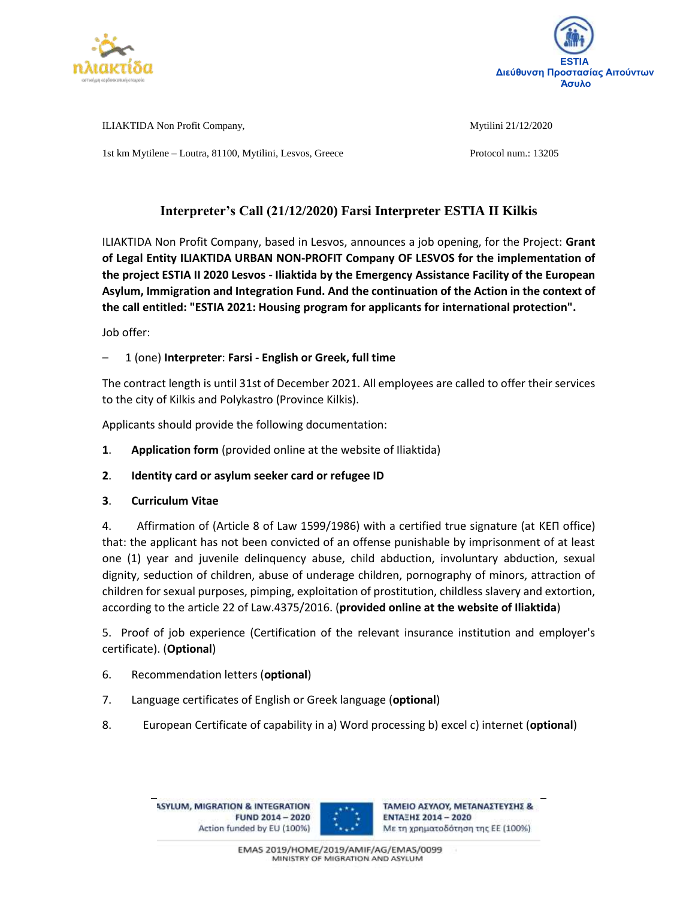ESTIA
Διεύθυνση Προστασίας Αιτούντων Άσυλο

ILIAKTIDA Non Profit Company,

1st km Mytilene – Loutra, 81100, Mytilini, Lesvos, Greece

Mytilini 21/12/2020

Protocol num.: 13205

## Interpreter's Call (21/12/2020) Farsi Interpreter ESTIA II Kilkis

ILIAKTIDA Non Profit Company, based in Lesvos, announces a job opening, for the Project: **Grant of Legal Entity ILIAKTIDA URBAN NON-PROFIT Company OF LESVOS for the implementation of the project ESTIA II 2020 Lesvos - Iliaktida by the Emergency Assistance Facility of the European Asylum, Immigration and Integration Fund. And the continuation of the Action in the context of the call entitled: "ESTIA 2021: Housing program for applicants for international protection".**

Job offer:

– 1 (one) **Interpreter**: **Farsi - English or Greek, full time**

The contract length is until 31st of December 2021. All employees are called to offer their services to the city of Kilkis and Polykastro (Province Kilkis).

Applicants should provide the following documentation:

1. **Application form** (provided online at the website of Iliaktida)
2. **Identity card or asylum seeker card or refugee ID**
3. **Curriculum Vitae**
4. Affirmation of (Article 8 of Law 1599/1986) with a certified true signature (at ΚΕΠ office) that: the applicant has not been convicted of an offense punishable by imprisonment of at least one (1) year and juvenile delinquency abuse, child abduction, involuntary abduction, sexual dignity, seduction of children, abuse of underage children, pornography of minors, attraction of children for sexual purposes, pimping, exploitation of prostitution, childless slavery and extortion, according to the article 22 of Law.4375/2016. (**provided online at the website of Iliaktida**)
5. Proof of job experience (Certification of the relevant insurance institution and employer's certificate). (**Optional**)
6. Recommendation letters (**optional**)
7. Language certificates of English or Greek language (**optional**)
8. European Certificate of capability in a) Word processing b) excel c) internet (**optional**)

ASYLUM, MIGRATION & INTEGRATION FUND 2014 – 2020
Action funded by EU (100%)

ΤΑΜΕΙΟ ΑΣΥΛΟΥ, ΜΕΤΑΝΑΣΤΕΥΣΗΣ & ΕΝΤΑΞΗΣ 2014 – 2020
Με τη χρηματοδότηση της ΕΕ (100%)

EMAS 2019/HOME/2019/AMIF/AG/EMAS/0099
MINISTRY OF MIGRATION AND ASYLUM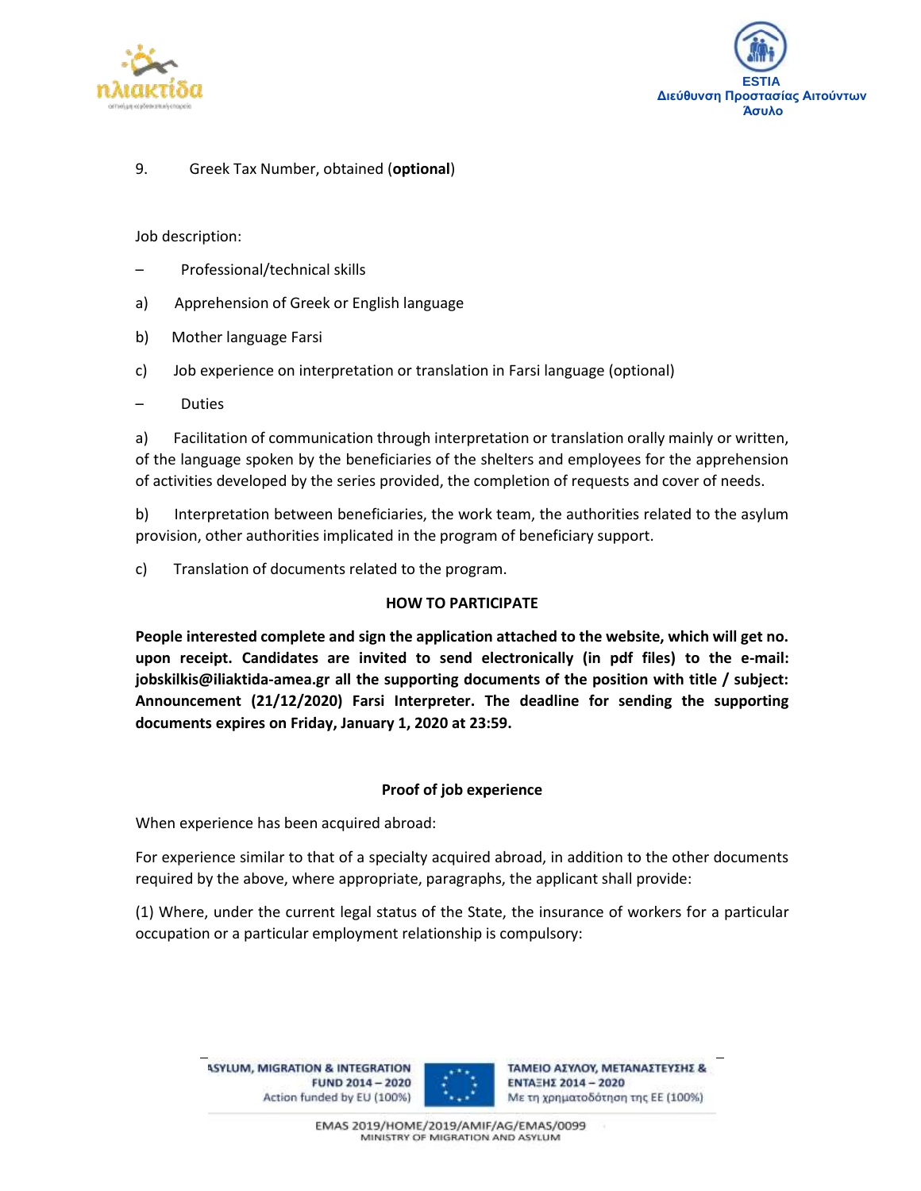9. Greek Tax Number, obtained (**optional**)

Job description:

– Professional/technical skills

a) Apprehension of Greek or English language

b) Mother language Farsi

c) Job experience on interpretation or translation in Farsi language (optional)

– Duties

a) Facilitation of communication through interpretation or translation orally mainly or written, of the language spoken by the beneficiaries of the shelters and employees for the apprehension of activities developed by the series provided, the completion of requests and cover of needs.

b) Interpretation between beneficiaries, the work team, the authorities related to the asylum provision, other authorities implicated in the program of beneficiary support.

c) Translation of documents related to the program.

**HOW TO PARTICIPATE**

**People interested complete and sign the application attached to the website, which will get no. upon receipt. Candidates are invited to send electronically (in pdf files) to the e-mail: jobskilkis@iliaktida-amea.gr all the supporting documents of the position with title / subject: Announcement (21/12/2020) Farsi Interpreter. The deadline for sending the supporting documents expires on Friday, January 1, 2020 at 23:59.**

**Proof of job experience**

When experience has been acquired abroad:

For experience similar to that of a specialty acquired abroad, in addition to the other documents required by the above, where appropriate, paragraphs, the applicant shall provide:

(1) Where, under the current legal status of the State, the insurance of workers for a particular occupation or a particular employment relationship is compulsory: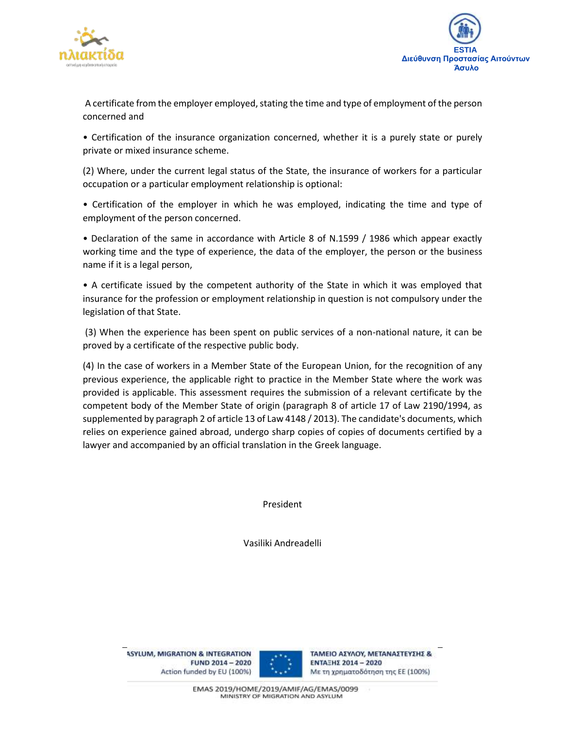A certificate from the employer employed, stating the time and type of employment of the person concerned and

• Certification of the insurance organization concerned, whether it is a purely state or purely private or mixed insurance scheme.

(2) Where, under the current legal status of the State, the insurance of workers for a particular occupation or a particular employment relationship is optional:

• Certification of the employer in which he was employed, indicating the time and type of employment of the person concerned.

• Declaration of the same in accordance with Article 8 of N.1599 / 1986 which appear exactly working time and the type of experience, the data of the employer, the person or the business name if it is a legal person,

• A certificate issued by the competent authority of the State in which it was employed that insurance for the profession or employment relationship in question is not compulsory under the legislation of that State.

(3) When the experience has been spent on public services of a non-national nature, it can be proved by a certificate of the respective public body.

(4) In the case of workers in a Member State of the European Union, for the recognition of any previous experience, the applicable right to practice in the Member State where the work was provided is applicable. This assessment requires the submission of a relevant certificate by the competent body of the Member State of origin (paragraph 8 of article 17 of Law 2190/1994, as supplemented by paragraph 2 of article 13 of Law 4148 / 2013). The candidate's documents, which relies on experience gained abroad, undergo sharp copies of copies of documents certified by a lawyer and accompanied by an official translation in the Greek language.

President

Vasiliki Andreadelli